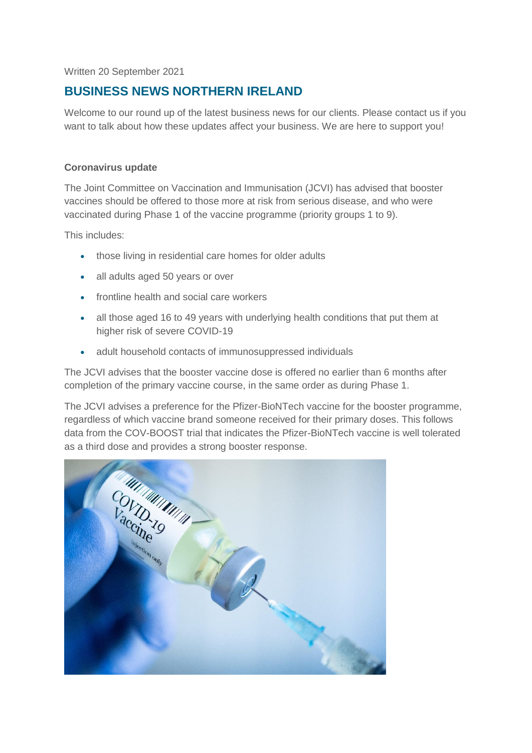Written 20 September 2021

## BUSINESS NEWS NORTHERN IRELAND

Welcome to our round up of the latest business news for our clients. Please contact us if you want to talk about how these updates affect your business. We are here to support you!

**Coronavirus update**

The Joint Committee on Vaccination and Immunisation (JCVI) has advised that booster vaccines should be offered to those more at risk from serious disease, and who were vaccinated during Phase 1 of the vaccine programme (priority groups 1 to 9).

This includes:

- those living in residential care homes for older adults
- all adults aged 50 years or over
- frontline health and social care workers
- all those aged 16 to 49 years with underlying health conditions that put them at higher risk of severe COVID-19
- adult household contacts of immunosuppressed individuals

The JCVI advises that the booster vaccine dose is offered no earlier than 6 months after completion of the primary vaccine course, in the same order as during Phase 1.

The JCVI advises a preference for the Pfizer-BioNTech vaccine for the booster programme, regardless of which vaccine brand someone received for their primary doses. This follows data from the COV-BOOST trial that indicates the Pfizer-BioNTech vaccine is well tolerated as a third dose and provides a strong booster response.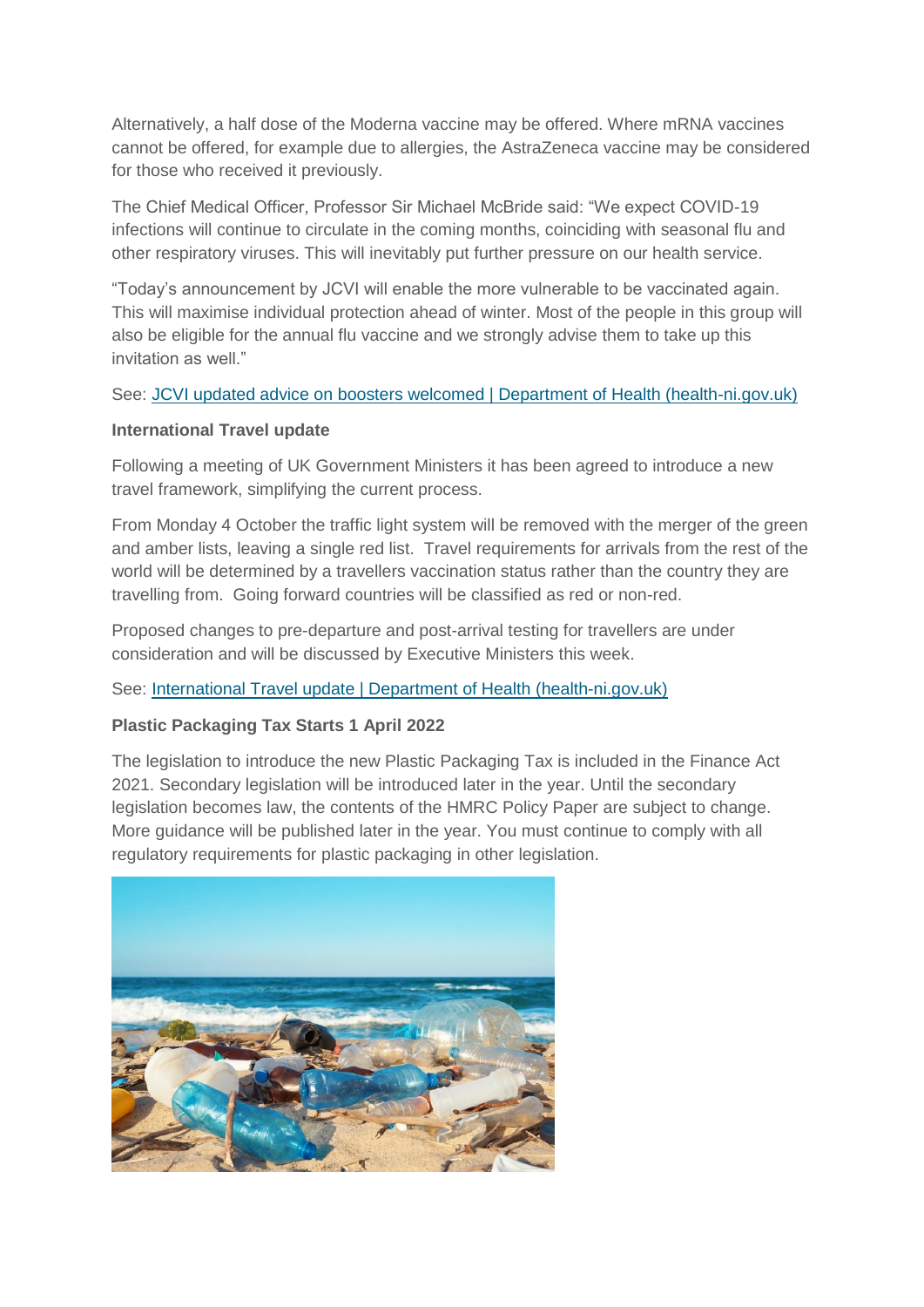Alternatively, a half dose of the Moderna vaccine may be offered. Where mRNA vaccines cannot be offered, for example due to allergies, the AstraZeneca vaccine may be considered for those who received it previously.

The Chief Medical Officer, Professor Sir Michael McBride said: "We expect COVID-19 infections will continue to circulate in the coming months, coinciding with seasonal flu and other respiratory viruses. This will inevitably put further pressure on our health service.

"Today's announcement by JCVI will enable the more vulnerable to be vaccinated again. This will maximise individual protection ahead of winter. Most of the people in this group will also be eligible for the annual flu vaccine and we strongly advise them to take up this invitation as well."

See: [JCVI updated advice on boosters welcomed | Department of Health (health-ni.gov.uk)]()

**International Travel update**

Following a meeting of UK Government Ministers it has been agreed to introduce a new travel framework, simplifying the current process.

From Monday 4 October the traffic light system will be removed with the merger of the green and amber lists, leaving a single red list. Travel requirements for arrivals from the rest of the world will be determined by a travellers vaccination status rather than the country they are travelling from. Going forward countries will be classified as red or non-red.

Proposed changes to pre-departure and post-arrival testing for travellers are under consideration and will be discussed by Executive Ministers this week.

See: [International Travel update | Department of Health (health-ni.gov.uk)]()

**Plastic Packaging Tax Starts 1 April 2022**

The legislation to introduce the new Plastic Packaging Tax is included in the Finance Act 2021. Secondary legislation will be introduced later in the year. Until the secondary legislation becomes law, the contents of the HMRC Policy Paper are subject to change. More guidance will be published later in the year. You must continue to comply with all regulatory requirements for plastic packaging in other legislation.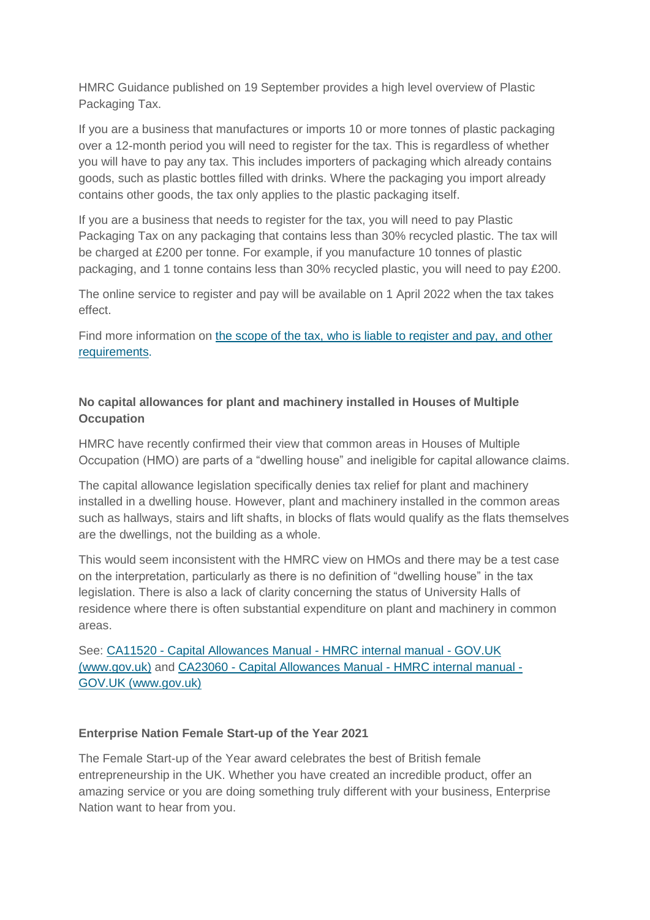HMRC Guidance published on 19 September provides a high level overview of Plastic Packaging Tax.

If you are a business that manufactures or imports 10 or more tonnes of plastic packaging over a 12-month period you will need to register for the tax. This is regardless of whether you will have to pay any tax. This includes importers of packaging which already contains goods, such as plastic bottles filled with drinks. Where the packaging you import already contains other goods, the tax only applies to the plastic packaging itself.

If you are a business that needs to register for the tax, you will need to pay Plastic Packaging Tax on any packaging that contains less than 30% recycled plastic. The tax will be charged at £200 per tonne. For example, if you manufacture 10 tonnes of plastic packaging, and 1 tonne contains less than 30% recycled plastic, you will need to pay £200.

The online service to register and pay will be available on 1 April 2022 when the tax takes effect.

Find more information on [the scope of the tax, who is liable to register and pay, and other requirements](#).

**No capital allowances for plant and machinery installed in Houses of Multiple Occupation**

HMRC have recently confirmed their view that common areas in Houses of Multiple Occupation (HMO) are parts of a "dwelling house" and ineligible for capital allowance claims.

The capital allowance legislation specifically denies tax relief for plant and machinery installed in a dwelling house. However, plant and machinery installed in the common areas such as hallways, stairs and lift shafts, in blocks of flats would qualify as the flats themselves are the dwellings, not the building as a whole.

This would seem inconsistent with the HMRC view on HMOs and there may be a test case on the interpretation, particularly as there is no definition of "dwelling house" in the tax legislation. There is also a lack of clarity concerning the status of University Halls of residence where there is often substantial expenditure on plant and machinery in common areas.

See: [CA11520 - Capital Allowances Manual - HMRC internal manual - GOV.UK (www.gov.uk)](#) and [CA23060 - Capital Allowances Manual - HMRC internal manual - GOV.UK (www.gov.uk)](#)

**Enterprise Nation Female Start-up of the Year 2021**

The Female Start-up of the Year award celebrates the best of British female entrepreneurship in the UK. Whether you have created an incredible product, offer an amazing service or you are doing something truly different with your business, Enterprise Nation want to hear from you.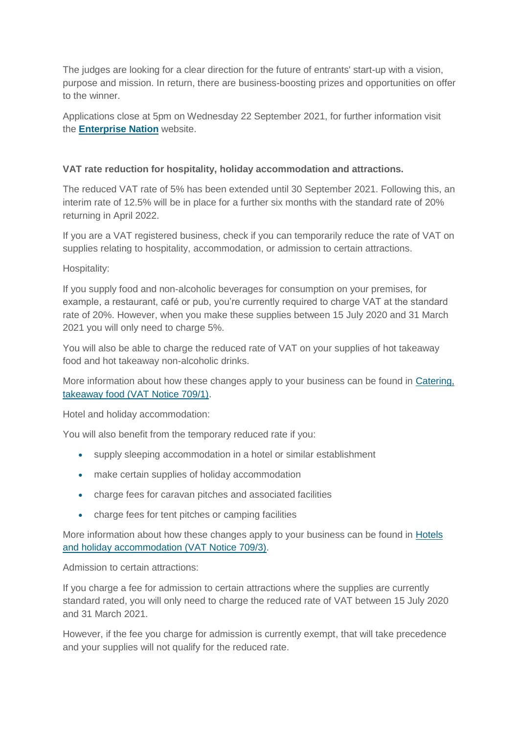The judges are looking for a clear direction for the future of entrants' start-up with a vision, purpose and mission. In return, there are business-boosting prizes and opportunities on offer to the winner.

Applications close at 5pm on Wednesday 22 September 2021, for further information visit the **[Enterprise Nation]** website.

**VAT rate reduction for hospitality, holiday accommodation and attractions.**

The reduced VAT rate of 5% has been extended until 30 September 2021. Following this, an interim rate of 12.5% will be in place for a further six months with the standard rate of 20% returning in April 2022.

If you are a VAT registered business, check if you can temporarily reduce the rate of VAT on supplies relating to hospitality, accommodation, or admission to certain attractions.

Hospitality:

If you supply food and non-alcoholic beverages for consumption on your premises, for example, a restaurant, café or pub, you're currently required to charge VAT at the standard rate of 20%. However, when you make these supplies between 15 July 2020 and 31 March 2021 you will only need to charge 5%.

You will also be able to charge the reduced rate of VAT on your supplies of hot takeaway food and hot takeaway non-alcoholic drinks.

More information about how these changes apply to your business can be found in Catering, takeaway food (VAT Notice 709/1).

Hotel and holiday accommodation:

You will also benefit from the temporary reduced rate if you:

- supply sleeping accommodation in a hotel or similar establishment
- make certain supplies of holiday accommodation
- charge fees for caravan pitches and associated facilities
- charge fees for tent pitches or camping facilities

More information about how these changes apply to your business can be found in Hotels and holiday accommodation (VAT Notice 709/3).

Admission to certain attractions:

If you charge a fee for admission to certain attractions where the supplies are currently standard rated, you will only need to charge the reduced rate of VAT between 15 July 2020 and 31 March 2021.

However, if the fee you charge for admission is currently exempt, that will take precedence and your supplies will not qualify for the reduced rate.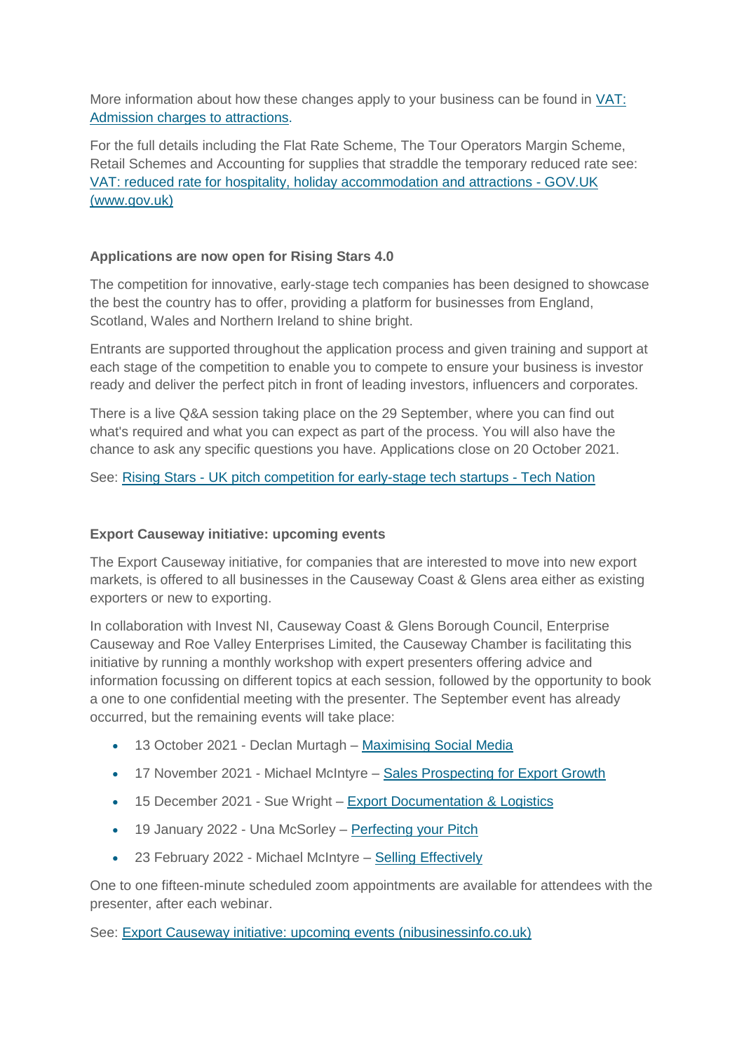More information about how these changes apply to your business can be found in [VAT: Admission charges to attractions](#).

For the full details including the Flat Rate Scheme, The Tour Operators Margin Scheme, Retail Schemes and Accounting for supplies that straddle the temporary reduced rate see: [VAT: reduced rate for hospitality, holiday accommodation and attractions - GOV.UK (www.gov.uk)](#)

**Applications are now open for Rising Stars 4.0**

The competition for innovative, early-stage tech companies has been designed to showcase the best the country has to offer, providing a platform for businesses from England, Scotland, Wales and Northern Ireland to shine bright.

Entrants are supported throughout the application process and given training and support at each stage of the competition to enable you to compete to ensure your business is investor ready and deliver the perfect pitch in front of leading investors, influencers and corporates.

There is a live Q&A session taking place on the 29 September, where you can find out what's required and what you can expect as part of the process. You will also have the chance to ask any specific questions you have. Applications close on 20 October 2021.

See: [Rising Stars - UK pitch competition for early-stage tech startups - Tech Nation](#)

**Export Causeway initiative: upcoming events**

The Export Causeway initiative, for companies that are interested to move into new export markets, is offered to all businesses in the Causeway Coast & Glens area either as existing exporters or new to exporting.

In collaboration with Invest NI, Causeway Coast & Glens Borough Council, Enterprise Causeway and Roe Valley Enterprises Limited, the Causeway Chamber is facilitating this initiative by running a monthly workshop with expert presenters offering advice and information focussing on different topics at each session, followed by the opportunity to book a one to one confidential meeting with the presenter. The September event has already occurred, but the remaining events will take place:

- 13 October 2021 - Declan Murtagh – [Maximising Social Media](#)
- 17 November 2021 - Michael McIntyre – [Sales Prospecting for Export Growth](#)
- 15 December 2021 - Sue Wright – [Export Documentation & Logistics](#)
- 19 January 2022 - Una McSorley – [Perfecting your Pitch](#)
- 23 February 2022 - Michael McIntyre – [Selling Effectively](#)

One to one fifteen-minute scheduled zoom appointments are available for attendees with the presenter, after each webinar.

See: [Export Causeway initiative: upcoming events (nibusinessinfo.co.uk)](#)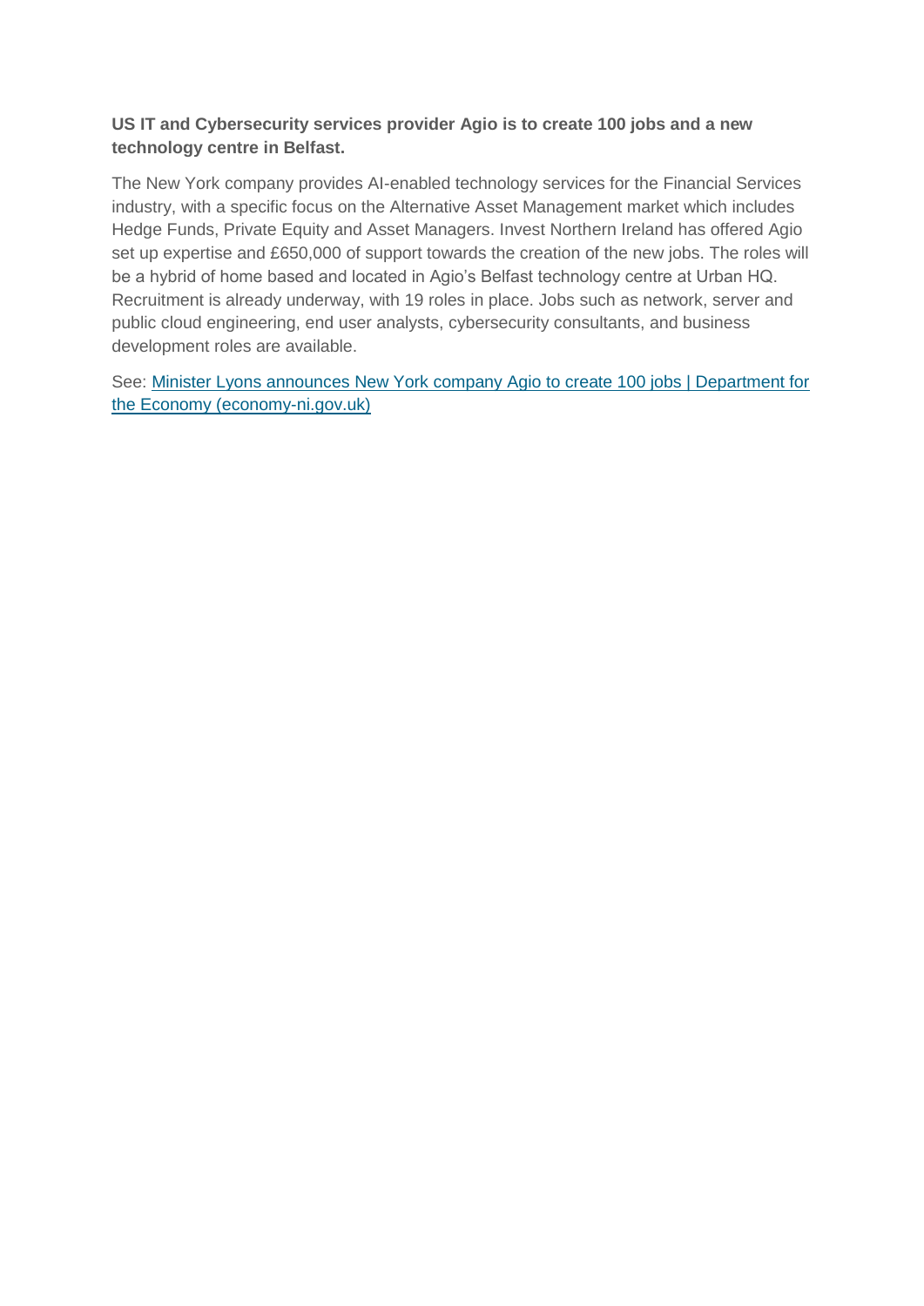**US IT and Cybersecurity services provider Agio is to create 100 jobs and a new technology centre in Belfast.**

The New York company provides AI-enabled technology services for the Financial Services industry, with a specific focus on the Alternative Asset Management market which includes Hedge Funds, Private Equity and Asset Managers. Invest Northern Ireland has offered Agio set up expertise and £650,000 of support towards the creation of the new jobs. The roles will be a hybrid of home based and located in Agio's Belfast technology centre at Urban HQ. Recruitment is already underway, with 19 roles in place. Jobs such as network, server and public cloud engineering, end user analysts, cybersecurity consultants, and business development roles are available.

See: [Minister Lyons announces New York company Agio to create 100 jobs | Department for the Economy (economy-ni.gov.uk)]